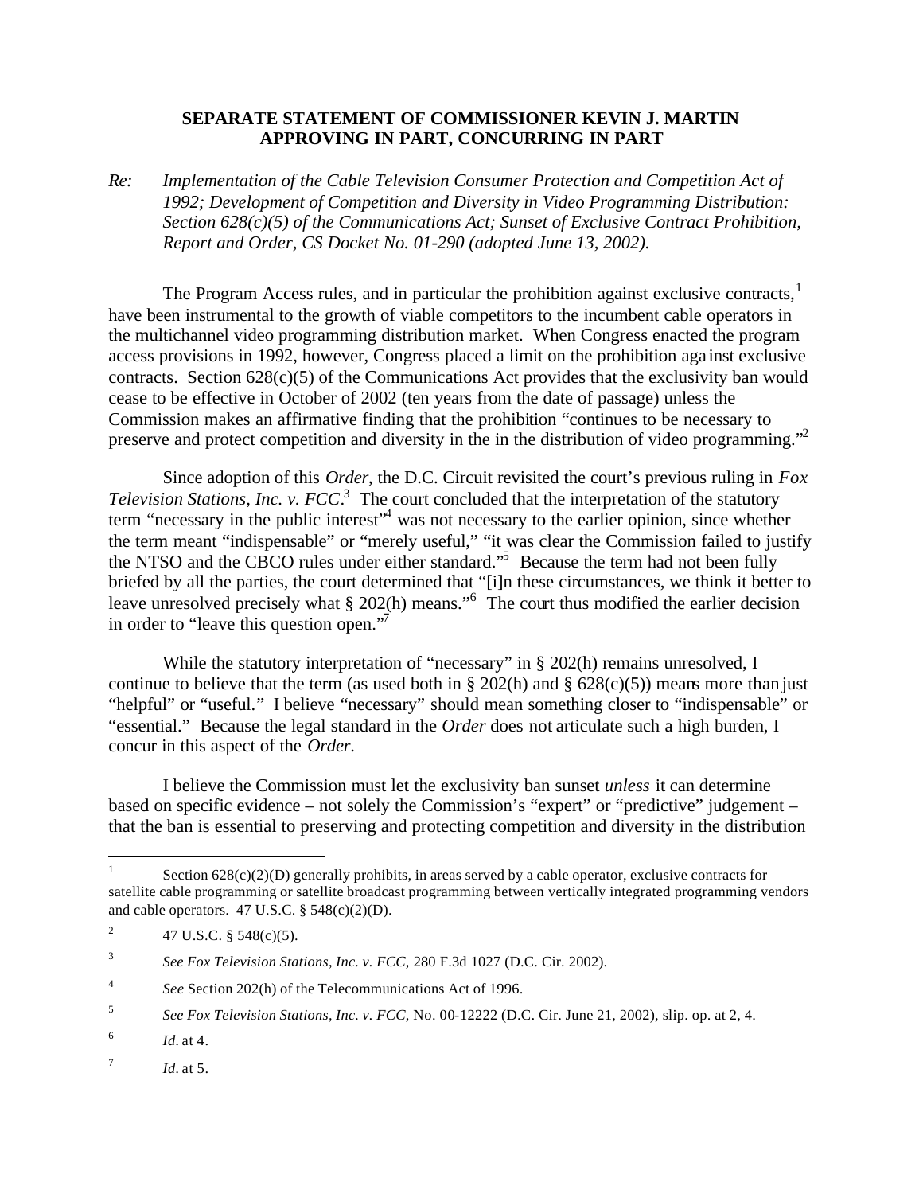**SEPARATE STATEMENT OF COMMISSIONER KEVIN J. MARTIN APPROVING IN PART, CONCURRING IN PART**

*Re: Implementation of the Cable Television Consumer Protection and Competition Act of 1992; Development of Competition and Diversity in Video Programming Distribution: Section 628(c)(5) of the Communications Act; Sunset of Exclusive Contract Prohibition, Report and Order, CS Docket No. 01-290 (adopted June 13, 2002).*

The Program Access rules, and in particular the prohibition against exclusive contracts,[1] have been instrumental to the growth of viable competitors to the incumbent cable operators in the multichannel video programming distribution market. When Congress enacted the program access provisions in 1992, however, Congress placed a limit on the prohibition against exclusive contracts. Section 628(c)(5) of the Communications Act provides that the exclusivity ban would cease to be effective in October of 2002 (ten years from the date of passage) unless the Commission makes an affirmative finding that the prohibition "continues to be necessary to preserve and protect competition and diversity in the in the distribution of video programming."[2]

Since adoption of this *Order*, the D.C. Circuit revisited the court's previous ruling in *Fox Television Stations, Inc. v. FCC*.[3] The court concluded that the interpretation of the statutory term "necessary in the public interest"[4] was not necessary to the earlier opinion, since whether the term meant "indispensable" or "merely useful," "it was clear the Commission failed to justify the NTSO and the CBCO rules under either standard."[5] Because the term had not been fully briefed by all the parties, the court determined that "[i]n these circumstances, we think it better to leave unresolved precisely what § 202(h) means."[6] The court thus modified the earlier decision in order to "leave this question open."[7]

While the statutory interpretation of "necessary" in § 202(h) remains unresolved, I continue to believe that the term (as used both in § 202(h) and § 628(c)(5)) means more than just "helpful" or "useful." I believe "necessary" should mean something closer to "indispensable" or "essential." Because the legal standard in the *Order* does not articulate such a high burden, I concur in this aspect of the *Order*.

I believe the Commission must let the exclusivity ban sunset *unless* it can determine based on specific evidence – not solely the Commission's "expert" or "predictive" judgement – that the ban is essential to preserving and protecting competition and diversity in the distribution

---

[1] Section 628(c)(2)(D) generally prohibits, in areas served by a cable operator, exclusive contracts for satellite cable programming or satellite broadcast programming between vertically integrated programming vendors and cable operators. 47 U.S.C. § 548(c)(2)(D).

[2] 47 U.S.C. § 548(c)(5).

[3] *See Fox Television Stations, Inc. v. FCC*, 280 F.3d 1027 (D.C. Cir. 2002).

[4] *See* Section 202(h) of the Telecommunications Act of 1996.

[5] *See Fox Television Stations, Inc. v. FCC*, No. 00-12222 (D.C. Cir. June 21, 2002), slip. op. at 2, 4.

[6] *Id.* at 4.

[7] *Id.* at 5.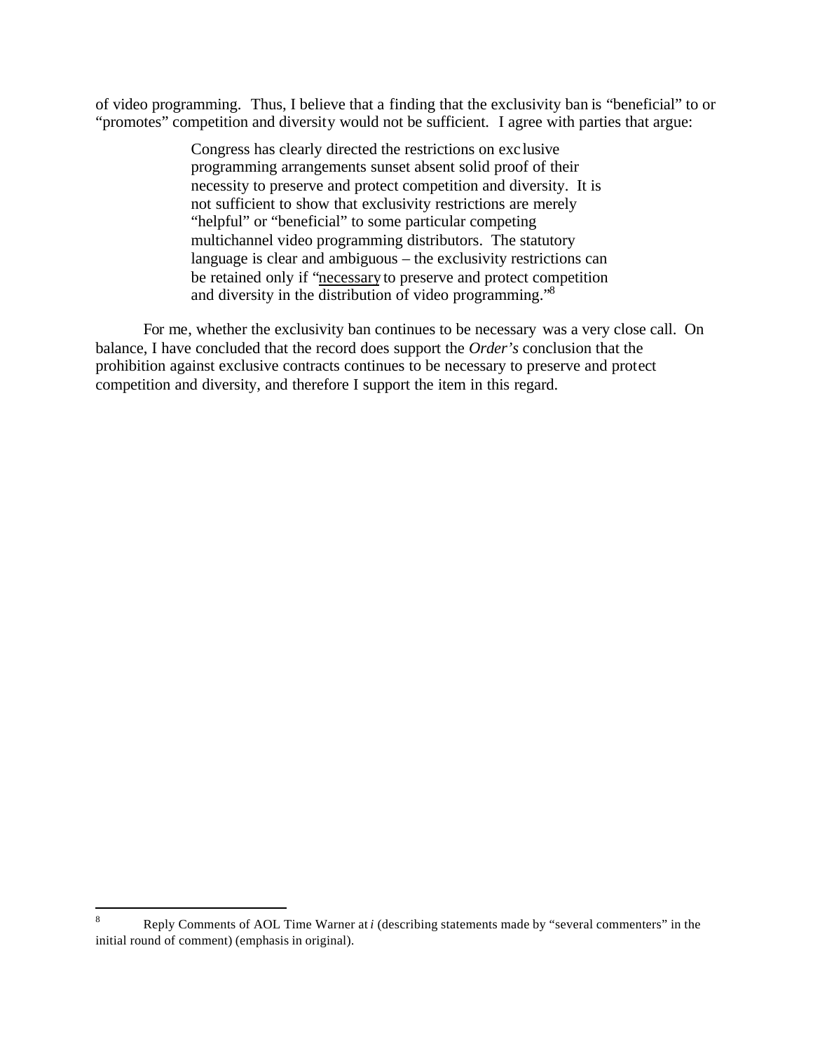of video programming. Thus, I believe that a finding that the exclusivity ban is "beneficial" to or "promotes" competition and diversity would not be sufficient. I agree with parties that argue:

> Congress has clearly directed the restrictions on exclusive programming arrangements sunset absent solid proof of their necessity to preserve and protect competition and diversity. It is not sufficient to show that exclusivity restrictions are merely "helpful" or "beneficial" to some particular competing multichannel video programming distributors. The statutory language is clear and ambiguous – the exclusivity restrictions can be retained only if "necessary to preserve and protect competition and diversity in the distribution of video programming."[8]

For me, whether the exclusivity ban continues to be necessary was a very close call. On balance, I have concluded that the record does support the *Order's* conclusion that the prohibition against exclusive contracts continues to be necessary to preserve and protect competition and diversity, and therefore I support the item in this regard.

---

[8] Reply Comments of AOL Time Warner at *i* (describing statements made by "several commenters" in the initial round of comment) (emphasis in original).